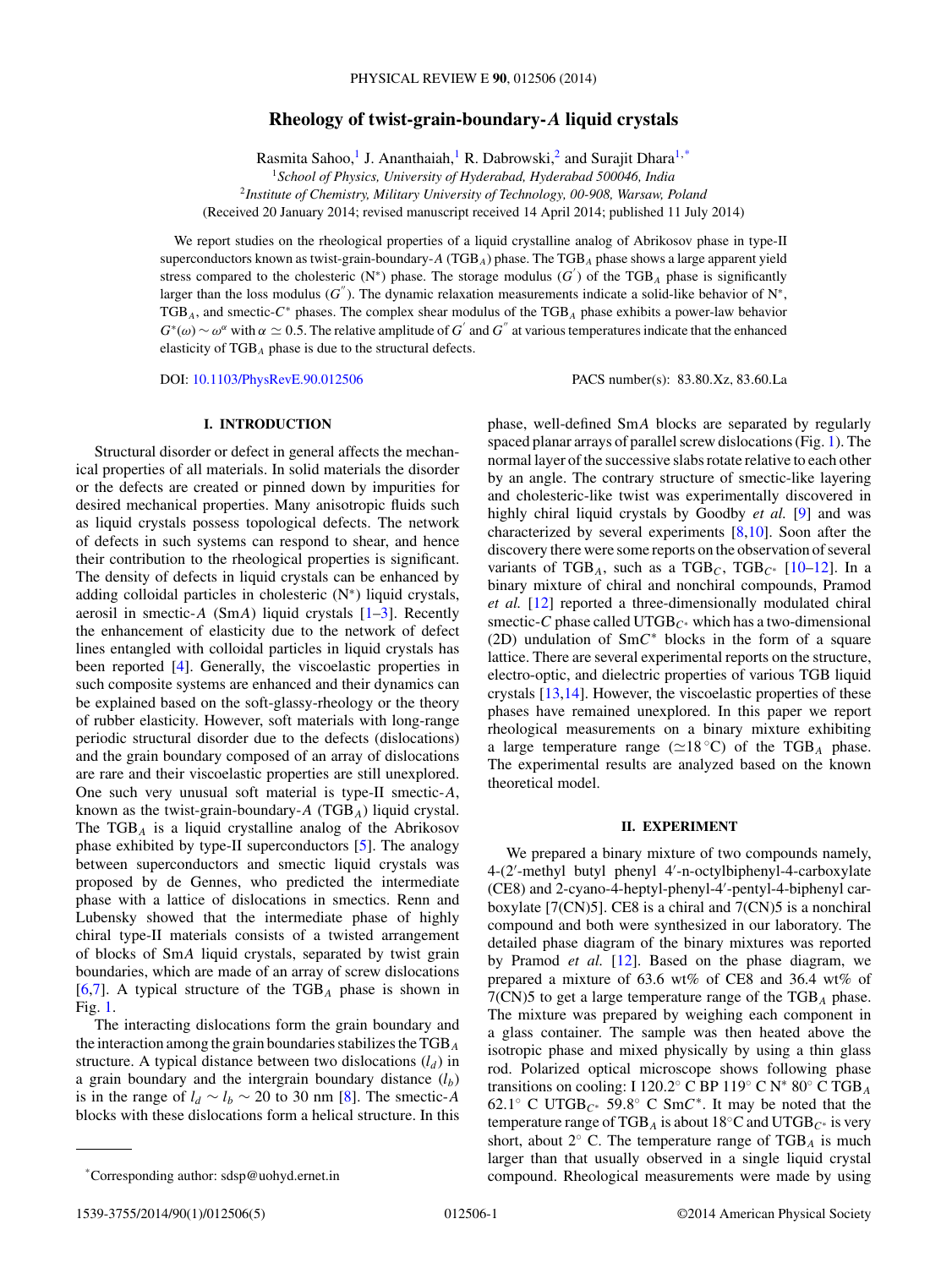# Rheology of twist-grain-boundary-$A$ liquid crystals

Rasmita Sahoo,[1] J. Ananthaiah,[1] R. Dabrowski,[2] and Surajit Dhara[1,*]

[1] *School of Physics, University of Hyderabad, Hyderabad 500046, India*
[2] *Institute of Chemistry, Military University of Technology, 00-908, Warsaw, Poland*

(Received 20 January 2014; revised manuscript received 14 April 2014; published 11 July 2014)

We report studies on the rheological properties of a liquid crystalline analog of Abrikosov phase in type-II superconductors known as twist-grain-boundary-$A$ ($\mathrm{TGB}_A$) phase. The $\mathrm{TGB}_A$ phase shows a large apparent yield stress compared to the cholesteric ($\mathrm{N}^*$) phase. The storage modulus ($G'$) of the $\mathrm{TGB}_A$ phase is significantly larger than the loss modulus ($G''$). The dynamic relaxation measurements indicate a solid-like behavior of $\mathrm{N}^*$, $\mathrm{TGB}_A$, and smectic-$C^*$ phases. The complex shear modulus of the $\mathrm{TGB}_A$ phase exhibits a power-law behavior $G^*(\omega) \sim \omega^\alpha$ with $\alpha \simeq 0.5$. The relative amplitude of $G'$ and $G''$ at various temperatures indicate that the enhanced elasticity of $\mathrm{TGB}_A$ phase is due to the structural defects.

DOI: 10.1103/PhysRevE.90.012506 PACS number(s): 83.80.Xz, 83.60.La

## I. INTRODUCTION

Structural disorder or defect in general affects the mechanical properties of all materials. In solid materials the disorder or the defects are created or pinned down by impurities for desired mechanical properties. Many anisotropic fluids such as liquid crystals possess topological defects. The network of defects in such systems can respond to shear, and hence their contribution to the rheological properties is significant. The density of defects in liquid crystals can be enhanced by adding colloidal particles in cholesteric ($\mathrm{N}^*$) liquid crystals, aerosil in smectic-$A$ (Sm$A$) liquid crystals [1–3]. Recently the enhancement of elasticity due to the network of defect lines entangled with colloidal particles in liquid crystals has been reported [4]. Generally, the viscoelastic properties in such composite systems are enhanced and their dynamics can be explained based on the soft-glassy-rheology or the theory of rubber elasticity. However, soft materials with long-range periodic structural disorder due to the defects (dislocations) and the grain boundary composed of an array of dislocations are rare and their viscoelastic properties are still unexplored. One such very unusual soft material is type-II smectic-$A$, known as the twist-grain-boundary-$A$ ($\mathrm{TGB}_A$) liquid crystal. The $\mathrm{TGB}_A$ is a liquid crystalline analog of the Abrikosov phase exhibited by type-II superconductors [5]. The analogy between superconductors and smectic liquid crystals was proposed by de Gennes, who predicted the intermediate phase with a lattice of dislocations in smectics. Renn and Lubensky showed that the intermediate phase of highly chiral type-II materials consists of a twisted arrangement of blocks of Sm$A$ liquid crystals, separated by twist grain boundaries, which are made of an array of screw dislocations [6,7]. A typical structure of the $\mathrm{TGB}_A$ phase is shown in Fig. 1.

The interacting dislocations form the grain boundary and the interaction among the grain boundaries stabilizes the $\mathrm{TGB}_A$ structure. A typical distance between two dislocations ($l_d$) in a grain boundary and the intergrain boundary distance ($l_b$) is in the range of $l_d \sim l_b \sim 20$ to 30 nm [8]. The smectic-$A$ blocks with these dislocations form a helical structure. In this phase, well-defined Sm$A$ blocks are separated by regularly spaced planar arrays of parallel screw dislocations (Fig. 1). The normal layer of the successive slabs rotate relative to each other by an angle. The contrary structure of smectic-like layering and cholesteric-like twist was experimentally discovered in highly chiral liquid crystals by Goodby *et al.* [9] and was characterized by several experiments [8,10]. Soon after the discovery there were some reports on the observation of several variants of $\mathrm{TGB}_A$, such as a $\mathrm{TGB}_C$, $\mathrm{TGB}_{C^*}$ [10–12]. In a binary mixture of chiral and nonchiral compounds, Pramod *et al.* [12] reported a three-dimensionally modulated chiral smectic-$C$ phase called $\mathrm{UTGB}_{C^*}$ which has a two-dimensional (2D) undulation of Sm$C^*$ blocks in the form of a square lattice. There are several experimental reports on the structure, electro-optic, and dielectric properties of various TGB liquid crystals [13,14]. However, the viscoelastic properties of these phases have remained unexplored. In this paper we report rheological measurements on a binary mixture exhibiting a large temperature range ($\simeq 18\,^\circ$C) of the $\mathrm{TGB}_A$ phase. The experimental results are analyzed based on the known theoretical model.

## II. EXPERIMENT

We prepared a binary mixture of two compounds namely, 4-(2′-methyl butyl phenyl 4′-n-octylbiphenyl-4-carboxylate (CE8) and 2-cyano-4-heptyl-phenyl-4′-pentyl-4-biphenyl carboxylate [7(CN)5]. CE8 is a chiral and 7(CN)5 is a nonchiral compound and both were synthesized in our laboratory. The detailed phase diagram of the binary mixtures was reported by Pramod *et al.* [12]. Based on the phase diagram, we prepared a mixture of 63.6 wt% of CE8 and 36.4 wt% of 7(CN)5 to get a large temperature range of the $\mathrm{TGB}_A$ phase. The mixture was prepared by weighing each component in a glass container. The sample was then heated above the isotropic phase and mixed physically by using a thin glass rod. Polarized optical microscope shows following phase transitions on cooling: I $120.2^\circ$ C BP $119^\circ$ C $\mathrm{N}^*$ $80^\circ$ C $\mathrm{TGB}_A$ $62.1^\circ$ C $\mathrm{UTGB}_{C^*}$ $59.8^\circ$ C Sm$C^*$. It may be noted that the temperature range of $\mathrm{TGB}_A$ is about $18^\circ$C and $\mathrm{UTGB}_{C^*}$ is very short, about $2^\circ$ C. The temperature range of $\mathrm{TGB}_A$ is much larger than that usually observed in a single liquid crystal compound. Rheological measurements were made by using

*Corresponding author: sdsp@uohyd.ernet.in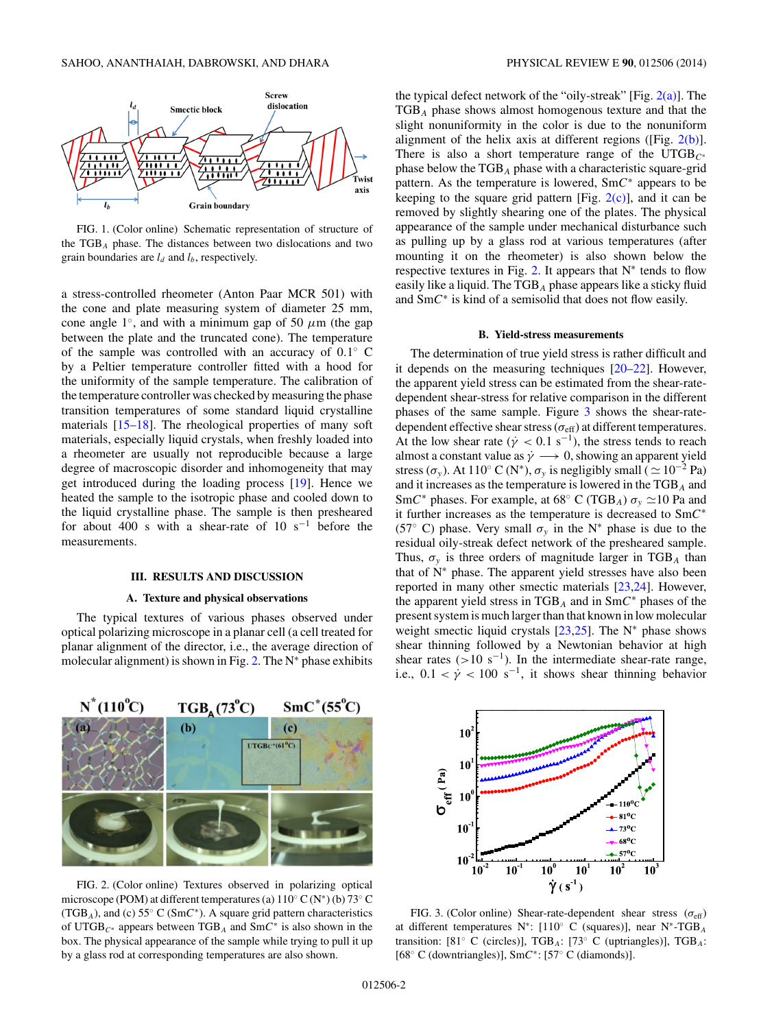FIG. 1. (Color online) Schematic representation of structure of the $TGB_A$ phase. The distances between two dislocations and two grain boundaries are $l_d$ and $l_b$, respectively.

a stress-controlled rheometer (Anton Paar MCR 501) with the cone and plate measuring system of diameter 25 mm, cone angle $1^\circ$, and with a minimum gap of 50 $\mu$m (the gap between the plate and the truncated cone). The temperature of the sample was controlled with an accuracy of $0.1^\circ$ C by a Peltier temperature controller fitted with a hood for the uniformity of the sample temperature. The calibration of the temperature controller was checked by measuring the phase transition temperatures of some standard liquid crystalline materials [15–18]. The rheological properties of many soft materials, especially liquid crystals, when freshly loaded into a rheometer are usually not reproducible because a large degree of macroscopic disorder and inhomogeneity that may get introduced during the loading process [19]. Hence we heated the sample to the isotropic phase and cooled down to the liquid crystalline phase. The sample is then presheared for about 400 s with a shear-rate of 10 $s^{-1}$ before the measurements.

## III. RESULTS AND DISCUSSION

### A. Texture and physical observations

The typical textures of various phases observed under optical polarizing microscope in a planar cell (a cell treated for planar alignment of the director, i.e., the average direction of molecular alignment) is shown in Fig. 2. The $N^*$ phase exhibits the typical defect network of the "oily-streak" [Fig. 2(a)]. The $TGB_A$ phase shows almost homogenous texture and that the slight nonuniformity in the color is due to the nonuniform alignment of the helix axis at different regions ([Fig. 2(b)]. There is also a short temperature range of the $UTGB_{C^*}$ phase below the $TGB_A$ phase with a characteristic square-grid pattern. As the temperature is lowered, Sm$C^*$ appears to be keeping to the square grid pattern [Fig. 2(c)], and it can be removed by slightly shearing one of the plates. The physical appearance of the sample under mechanical disturbance such as pulling up by a glass rod at various temperatures (after mounting it on the rheometer) is also shown below the respective textures in Fig. 2. It appears that $N^*$ tends to flow easily like a liquid. The $TGB_A$ phase appears like a sticky fluid and Sm$C^*$ is kind of a semisolid that does not flow easily.

FIG. 2. (Color online) Textures observed in polarizing optical microscope (POM) at different temperatures (a) $110^\circ$ C ($N^*$) (b) $73^\circ$ C ($TGB_A$), and (c) $55^\circ$ C (Sm$C^*$). A square grid pattern characteristics of $UTGB_{C^*}$ appears between $TGB_A$ and Sm$C^*$ is also shown in the box. The physical appearance of the sample while trying to pull it up by a glass rod at corresponding temperatures are also shown.

### B. Yield-stress measurements

The determination of true yield stress is rather difficult and it depends on the measuring techniques [20–22]. However, the apparent yield stress can be estimated from the shear-rate-dependent shear-stress for relative comparison in the different phases of the same sample. Figure 3 shows the shear-rate-dependent effective shear stress ($\sigma_{\text{eff}}$) at different temperatures. At the low shear rate ($\dot{\gamma} < 0.1$ $s^{-1}$), the stress tends to reach almost a constant value as $\dot{\gamma} \longrightarrow 0$, showing an apparent yield stress ($\sigma_y$). At $110^\circ$ C ($N^*$), $\sigma_y$ is negligibly small ($\simeq 10^{-2}$ Pa) and it increases as the temperature is lowered in the $TGB_A$ and Sm$C^*$ phases. For example, at $68^\circ$ C ($TGB_A$) $\sigma_y \simeq 10$ Pa and it further increases as the temperature is decreased to Sm$C^*$ ($57^\circ$ C) phase. Very small $\sigma_y$ in the $N^*$ phase is due to the residual oily-streak defect network of the presheared sample. Thus, $\sigma_y$ is three orders of magnitude larger in $TGB_A$ than that of $N^*$ phase. The apparent yield stresses have also been reported in many other smectic materials [23,24]. However, the apparent yield stress in $TGB_A$ and in Sm$C^*$ phases of the present system is much larger than that known in low molecular weight smectic liquid crystals [23,25]. The $N^*$ phase shows shear thinning followed by a Newtonian behavior at high shear rates ($>10$ $s^{-1}$). In the intermediate shear-rate range, i.e., $0.1 < \dot{\gamma} < 100$ $s^{-1}$, it shows shear thinning behavior

FIG. 3. (Color online) Shear-rate-dependent shear stress ($\sigma_{\text{eff}}$) at different temperatures $N^*$: [$110^\circ$ C (squares)], near $N^*$-$TGB_A$ transition: [$81^\circ$ C (circles)], $TGB_A$: [$73^\circ$ C (uptriangles)], $TGB_A$: [$68^\circ$ C (downtriangles)], Sm$C^*$: [$57^\circ$ C (diamonds)].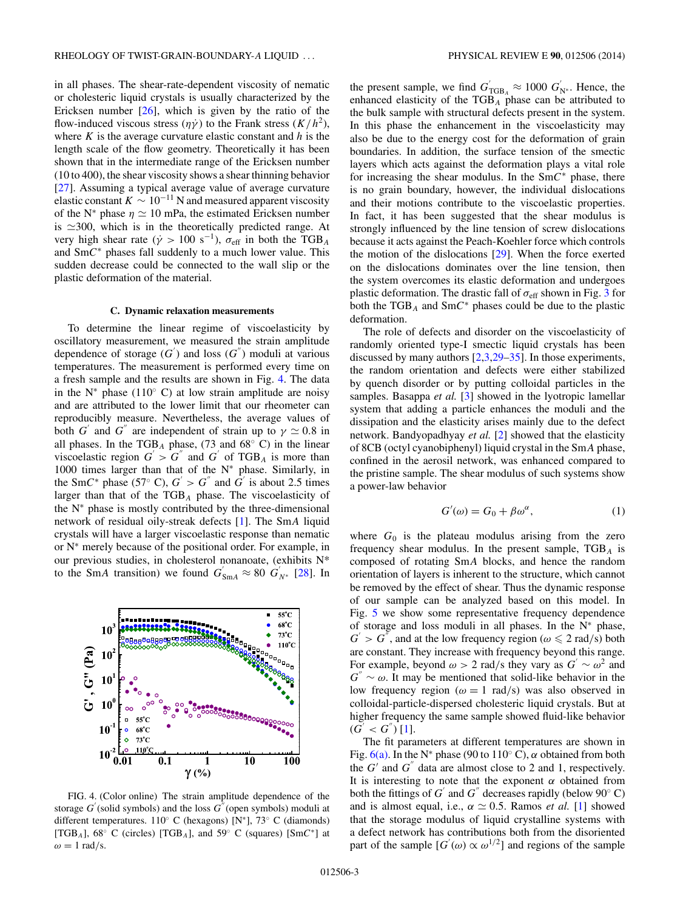in all phases. The shear-rate-dependent viscosity of nematic or cholesteric liquid crystals is usually characterized by the Ericksen number [26], which is given by the ratio of the flow-induced viscous stress ($\eta\dot{\gamma}$) to the Frank stress ($K/h^2$), where $K$ is the average curvature elastic constant and $h$ is the length scale of the flow geometry. Theoretically it has been shown that in the intermediate range of the Ericksen number (10 to 400), the shear viscosity shows a shear thinning behavior [27]. Assuming a typical average value of average curvature elastic constant $K \sim 10^{-11}$ N and measured apparent viscosity of the N* phase $\eta \simeq 10$ mPa, the estimated Ericksen number is $\simeq$300, which is in the theoretically predicted range. At very high shear rate ($\dot{\gamma} > 100$ s$^{-1}$), $\sigma_{\text{eff}}$ in both the TGB$_A$ and Sm$C^*$ phases fall suddenly to a much lower value. This sudden decrease could be connected to the wall slip or the plastic deformation of the material.

### C. Dynamic relaxation measurements

To determine the linear regime of viscoelasticity by oscillatory measurement, we measured the strain amplitude dependence of storage ($G'$) and loss ($G''$) moduli at various temperatures. The measurement is performed every time on a fresh sample and the results are shown in Fig. 4. The data in the N* phase (110$^\circ$ C) at low strain amplitude are noisy and are attributed to the lower limit that our rheometer can reproducibly measure. Nevertheless, the average values of both $G'$ and $G''$ are independent of strain up to $\gamma \simeq 0.8$ in all phases. In the TGB$_A$ phase, (73 and 68$^\circ$ C) in the linear viscoelastic region $G' > G''$ and $G'$ of TGB$_A$ is more than 1000 times larger than that of the N* phase. Similarly, in the Sm$C^*$ phase (57$^\circ$ C), $G' > G''$ and $G'$ is about 2.5 times larger than that of the TGB$_A$ phase. The viscoelasticity of the N* phase is mostly contributed by the three-dimensional network of residual oily-streak defects [1]. The Sm$A$ liquid crystals will have a larger viscoelastic response than nematic or N* merely because of the positional order. For example, in our previous studies, in cholesterol nonanoate, (exhibits N* to the Sm$A$ transition) we found $G'_{\text{Sm}A} \approx 80\ G'_{N^*}$ [28]. In the present sample, we find $G'_{\text{TGB}_A} \approx 1000\ G'_{\text{N}^*}$. Hence, the enhanced elasticity of the TGB$_A$ phase can be attributed to the bulk sample with structural defects present in the system. In this phase the enhancement in the viscoelasticity may also be due to the energy cost for the deformation of grain boundaries. In addition, the surface tension of the smectic layers which acts against the deformation plays a vital role for increasing the shear modulus. In the Sm$C^*$ phase, there is no grain boundary, however, the individual dislocations and their motions contribute to the viscoelastic properties. In fact, it has been suggested that the shear modulus is strongly influenced by the line tension of screw dislocations because it acts against the Peach-Koehler force which controls the motion of the dislocations [29]. When the force exerted on the dislocations dominates over the line tension, then the system overcomes its elastic deformation and undergoes plastic deformation. The drastic fall of $\sigma_{\text{eff}}$ shown in Fig. 3 for both the TGB$_A$ and Sm$C^*$ phases could be due to the plastic deformation.

FIG. 4. (Color online) The strain amplitude dependence of the storage $G'$ (solid symbols) and the loss $G''$ (open symbols) moduli at different temperatures. 110$^\circ$ C (hexagons) [N*], 73$^\circ$ C (diamonds) [TGB$_A$], 68$^\circ$ C (circles) [TGB$_A$], and 59$^\circ$ C (squares) [Sm$C^*$] at $\omega = 1$ rad/s.

The role of defects and disorder on the viscoelasticity of randomly oriented type-I smectic liquid crystals has been discussed by many authors [2,3,29–35]. In those experiments, the random orientation and defects were either stabilized by quench disorder or by putting colloidal particles in the samples. Basappa *et al.* [3] showed in the lyotropic lamellar system that adding a particle enhances the moduli and the dissipation and the elasticity arises mainly due to the defect network. Bandyopadhyay *et al.* [2] showed that the elasticity of 8CB (octyl cyanobiphenyl) liquid crystal in the Sm$A$ phase, confined in the aerosil network, was enhanced compared to the pristine sample. The shear modulus of such systems show a power-law behavior

$$G'(\omega) = G_0 + \beta\omega^{\alpha}, \tag{1}$$

where $G_0$ is the plateau modulus arising from the zero frequency shear modulus. In the present sample, TGB$_A$ is composed of rotating Sm$A$ blocks, and hence the random orientation of layers is inherent to the structure, which cannot be removed by the effect of shear. Thus the dynamic response of our sample can be analyzed based on this model. In Fig. 5 we show some representative frequency dependence of storage and loss moduli in all phases. In the N* phase, $G' > G''$, and at the low frequency region ($\omega \leqslant 2$ rad/s) both are constant. They increase with frequency beyond this range. For example, beyond $\omega > 2$ rad/s they vary as $G' \sim \omega^2$ and $G'' \sim \omega$. It may be mentioned that solid-like behavior in the low frequency region ($\omega = 1$ rad/s) was also observed in colloidal-particle-dispersed cholesteric liquid crystals. But at higher frequency the same sample showed fluid-like behavior ($G' < G''$) [1].

The fit parameters at different temperatures are shown in Fig. 6(a). In the N* phase (90 to 110$^\circ$ C), $\alpha$ obtained from both the $G'$ and $G''$ data are almost close to 2 and 1, respectively. It is interesting to note that the exponent $\alpha$ obtained from both the fittings of $G'$ and $G''$ decreases rapidly (below 90$^\circ$ C) and is almost equal, i.e., $\alpha \simeq 0.5$. Ramos *et al.* [1] showed that the storage modulus of liquid crystalline systems with a defect network has contributions both from the disoriented part of the sample [$G'(\omega) \propto \omega^{1/2}$] and regions of the sample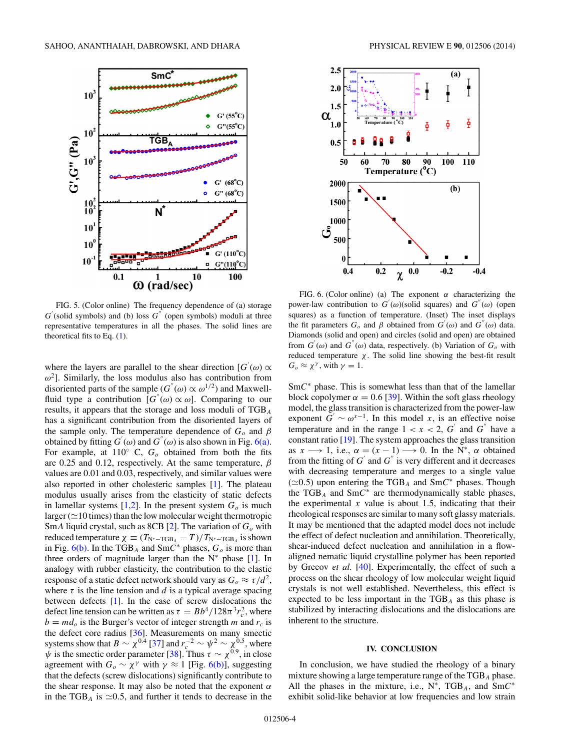FIG. 5. (Color online) The frequency dependence of (a) storage $G^{'}$(solid symbols) and (b) loss $G^{''}$ (open symbols) moduli at three representative temperatures in all the phases. The solid lines are theoretical fits to Eq. (1).

where the layers are parallel to the shear direction [$G^{'}(\omega) \propto \omega^2$]. Similarly, the loss modulus also has contribution from disoriented parts of the sample ($G^{''}(\omega) \propto \omega^{1/2}$) and Maxwell-fluid type a contribution [$G^{''}(\omega) \propto \omega$]. Comparing to our results, it appears that the storage and loss moduli of $\text{TGB}_A$ has a significant contribution from the disoriented layers of the sample only. The temperature dependence of $G_o$ and $\beta$ obtained by fitting $G^{'}(\omega)$ and $G^{''}(\omega)$ is also shown in Fig. 6(a). For example, at 110° C, $G_o$ obtained from both the fits are 0.25 and 0.12, respectively. At the same temperature, $\beta$ values are 0.01 and 0.03, respectively, and similar values were also reported in other cholesteric samples [1]. The plateau modulus usually arises from the elasticity of static defects in lamellar systems [1,2]. In the present system $G_o$ is much larger ($\simeq$10 times) than the low molecular weight thermotropic Sm$A$ liquid crystal, such as 8CB [2]. The variation of $G_o$ with reduced temperature $\chi \equiv (T_{\text{N}^*-\text{TGB}_A} - T)/T_{\text{N}^*-\text{TGB}_A}$ is shown in Fig. 6(b). In the $\text{TGB}_A$ and Sm$C^*$ phases, $G_o$ is more than three orders of magnitude larger than the N* phase [1]. In analogy with rubber elasticity, the contribution to the elastic response of a static defect network should vary as $G_o \approx \tau/d^2$, where $\tau$ is the line tension and $d$ is a typical average spacing between defects [1]. In the case of screw dislocations the defect line tension can be written as $\tau = Bb^4/128\pi^3 r_c^2$, where $b = md_o$ is the Burger's vector of integer strength $m$ and $r_c$ is the defect core radius [36]. Measurements on many smectic systems show that $B \sim \chi^{0.4}$ [37] and $r_c^{-2} \sim \psi^2 \sim \chi^{0.5}$, where $\psi$ is the smectic order parameter [38]. Thus $\tau \sim \chi^{0.9}$, in close agreement with $G_o \sim \chi^{\gamma}$ with $\gamma \approx 1$ [Fig. 6(b)], suggesting that the defects (screw dislocations) significantly contribute to the shear response. It may also be noted that the exponent $\alpha$ in the $\text{TGB}_A$ is $\simeq$0.5, and further it tends to decrease in the

FIG. 6. (Color online) (a) The exponent $\alpha$ characterizing the power-law contribution to $G^{'}(\omega)$(solid squares) and $G^{''}(\omega)$ (open squares) as a function of temperature. (Inset) The inset displays the fit parameters $G_o$ and $\beta$ obtained from $G^{'}(\omega)$ and $G^{''}(\omega)$ data. Diamonds (solid and open) and circles (solid and open) are obtained from $G^{'}(\omega)$ and $G^{''}(\omega)$ data, respectively. (b) Variation of $G_o$ with reduced temperature $\chi$. The solid line showing the best-fit result $G_o \approx \chi^{\gamma}$, with $\gamma = 1$.

Sm$C^*$ phase. This is somewhat less than that of the lamellar block copolymer $\alpha = 0.6$ [39]. Within the soft glass rheology model, the glass transition is characterized from the power-law exponent $G^{'} \sim \omega^{x-1}$. In this model $x$, is an effective noise temperature and in the range $1 < x < 2$, $G^{'}$ and $G^{''}$ have a constant ratio [19]. The system approaches the glass transition as $x \longrightarrow 1$, i.e., $\alpha = (x-1) \longrightarrow 0$. In the N*, $\alpha$ obtained from the fitting of $G^{'}$ and $G^{''}$ is very different and it decreases with decreasing temperature and merges to a single value ($\simeq$0.5) upon entering the $\text{TGB}_A$ and Sm$C^*$ phases. Though the $\text{TGB}_A$ and Sm$C^*$ are thermodynamically stable phases, the experimental $x$ value is about 1.5, indicating that their rheological responses are similar to many soft glassy materials. It may be mentioned that the adapted model does not include the effect of defect nucleation and annihilation. Theoretically, shear-induced defect nucleation and annihilation in a flow-aligned nematic liquid crystalline polymer has been reported by Grecov *et al.* [40]. Experimentally, the effect of such a process on the shear rheology of low molecular weight liquid crystals is not well established. Nevertheless, this effect is expected to be less important in the $\text{TGB}_A$ as this phase is stabilized by interacting dislocations and the dislocations are inherent to the structure.

## IV. CONCLUSION

In conclusion, we have studied the rheology of a binary mixture showing a large temperature range of the $\text{TGB}_A$ phase. All the phases in the mixture, i.e., N*, $\text{TGB}_A$, and Sm$C^*$ exhibit solid-like behavior at low frequencies and low strain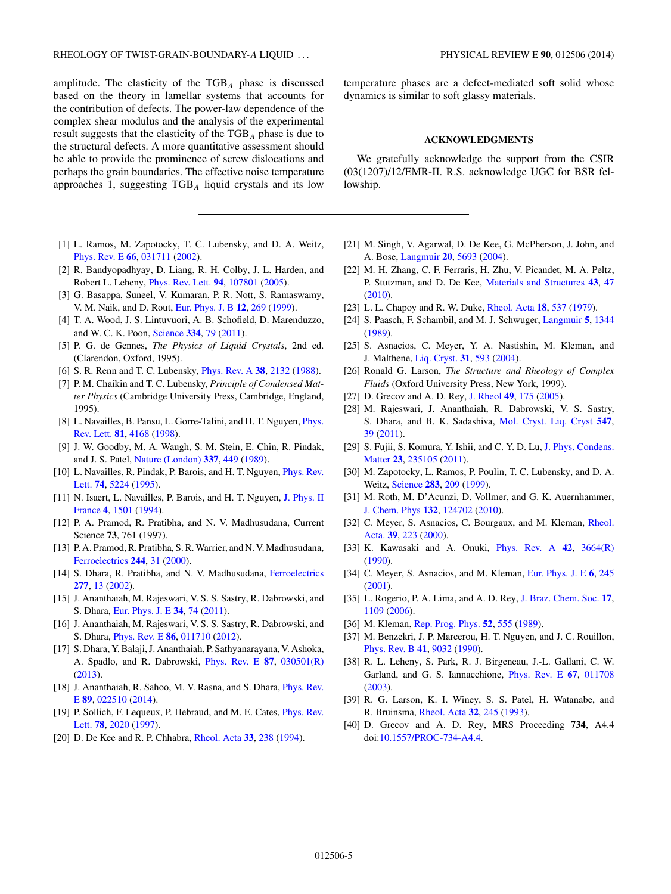amplitude. The elasticity of the $TGB_A$ phase is discussed based on the theory in lamellar systems that accounts for the contribution of defects. The power-law dependence of the complex shear modulus and the analysis of the experimental result suggests that the elasticity of the $TGB_A$ phase is due to the structural defects. A more quantitative assessment should be able to provide the prominence of screw dislocations and perhaps the grain boundaries. The effective noise temperature approaches 1, suggesting $TGB_A$ liquid crystals and its low temperature phases are a defect-mediated soft solid whose dynamics is similar to soft glassy materials.

## ACKNOWLEDGMENTS

We gratefully acknowledge the support from the CSIR (03(1207)/12/EMR-II. R.S. acknowledge UGC for BSR fellowship.

---

[1] L. Ramos, M. Zapotocky, T. C. Lubensky, and D. A. Weitz, Phys. Rev. E **66**, 031711 (2002).

[2] R. Bandyopadhyay, D. Liang, R. H. Colby, J. L. Harden, and Robert L. Leheny, Phys. Rev. Lett. **94**, 107801 (2005).

[3] G. Basappa, Suneel, V. Kumaran, P. R. Nott, S. Ramaswamy, V. M. Naik, and D. Rout, Eur. Phys. J. B **12**, 269 (1999).

[4] T. A. Wood, J. S. Lintuvuori, A. B. Schofield, D. Marenduzzo, and W. C. K. Poon, Science **334**, 79 (2011).

[5] P. G. de Gennes, *The Physics of Liquid Crystals*, 2nd ed. (Clarendon, Oxford, 1995).

[6] S. R. Renn and T. C. Lubensky, Phys. Rev. A **38**, 2132 (1988).

[7] P. M. Chaikin and T. C. Lubensky, *Principle of Condensed Matter Physics* (Cambridge University Press, Cambridge, England, 1995).

[8] L. Navailles, B. Pansu, L. Gorre-Talini, and H. T. Nguyen, Phys. Rev. Lett. **81**, 4168 (1998).

[9] J. W. Goodby, M. A. Waugh, S. M. Stein, E. Chin, R. Pindak, and J. S. Patel, Nature (London) **337**, 449 (1989).

[10] L. Navailles, R. Pindak, P. Barois, and H. T. Nguyen, Phys. Rev. Lett. **74**, 5224 (1995).

[11] N. Isaert, L. Navailles, P. Barois, and H. T. Nguyen, J. Phys. II France **4**, 1501 (1994).

[12] P. A. Pramod, R. Pratibha, and N. V. Madhusudana, Current Science **73**, 761 (1997).

[13] P. A. Pramod, R. Pratibha, S. R. Warrier, and N. V. Madhusudana, Ferroelectrics **244**, 31 (2000).

[14] S. Dhara, R. Pratibha, and N. V. Madhusudana, Ferroelectrics **277**, 13 (2002).

[15] J. Ananthaiah, M. Rajeswari, V. S. S. Sastry, R. Dabrowski, and S. Dhara, Eur. Phys. J. E **34**, 74 (2011).

[16] J. Ananthaiah, M. Rajeswari, V. S. S. Sastry, R. Dabrowski, and S. Dhara, Phys. Rev. E **86**, 011710 (2012).

[17] S. Dhara, Y. Balaji, J. Ananthaiah, P. Sathyanarayana, V. Ashoka, A. Spadlo, and R. Dabrowski, Phys. Rev. E **87**, 030501(R) (2013).

[18] J. Ananthaiah, R. Sahoo, M. V. Rasna, and S. Dhara, Phys. Rev. E **89**, 022510 (2014).

[19] P. Sollich, F. Lequeux, P. Hebraud, and M. E. Cates, Phys. Rev. Lett. **78**, 2020 (1997).

[20] D. De Kee and R. P. Chhabra, Rheol. Acta **33**, 238 (1994).

[21] M. Singh, V. Agarwal, D. De Kee, G. McPherson, J. John, and A. Bose, Langmuir **20**, 5693 (2004).

[22] M. H. Zhang, C. F. Ferraris, H. Zhu, V. Picandet, M. A. Peltz, P. Stutzman, and D. De Kee, Materials and Structures **43**, 47 (2010).

[23] L. L. Chapoy and R. W. Duke, Rheol. Acta **18**, 537 (1979).

[24] S. Paasch, F. Schambil, and M. J. Schwuger, Langmuir **5**, 1344 (1989).

[25] S. Asnacios, C. Meyer, Y. A. Nastishin, M. Kleman, and J. Malthene, Liq. Cryst. **31**, 593 (2004).

[26] Ronald G. Larson, *The Structure and Rheology of Complex Fluids* (Oxford University Press, New York, 1999).

[27] D. Grecov and A. D. Rey, J. Rheol **49**, 175 (2005).

[28] M. Rajeswari, J. Ananthaiah, R. Dabrowski, V. S. Sastry, S. Dhara, and B. K. Sadashiva, Mol. Cryst. Liq. Cryst **547**, 39 (2011).

[29] S. Fujii, S. Komura, Y. Ishii, and C. Y. D. Lu, J. Phys. Condens. Matter **23**, 235105 (2011).

[30] M. Zapotocky, L. Ramos, P. Poulin, T. C. Lubensky, and D. A. Weitz, Science **283**, 209 (1999).

[31] M. Roth, M. D'Acunzi, D. Vollmer, and G. K. Auernhammer, J. Chem. Phys **132**, 124702 (2010).

[32] C. Meyer, S. Asnacios, C. Bourgaux, and M. Kleman, Rheol. Acta. **39**, 223 (2000).

[33] K. Kawasaki and A. Onuki, Phys. Rev. A **42**, 3664(R) (1990).

[34] C. Meyer, S. Asnacios, and M. Kleman, Eur. Phys. J. E **6**, 245 (2001).

[35] L. Rogerio, P. A. Lima, and A. D. Rey, J. Braz. Chem. Soc. **17**, 1109 (2006).

[36] M. Kleman, Rep. Prog. Phys. **52**, 555 (1989).

[37] M. Benzekri, J. P. Marcerou, H. T. Nguyen, and J. C. Rouillon, Phys. Rev. B **41**, 9032 (1990).

[38] R. L. Leheny, S. Park, R. J. Birgeneau, J.-L. Gallani, C. W. Garland, and G. S. Iannacchione, Phys. Rev. E **67**, 011708 (2003).

[39] R. G. Larson, K. I. Winey, S. S. Patel, H. Watanabe, and R. Bruinsma, Rheol. Acta **32**, 245 (1993).

[40] D. Grecov and A. D. Rey, MRS Proceeding **734**, A4.4 doi:10.1557/PROC-734-A4.4.